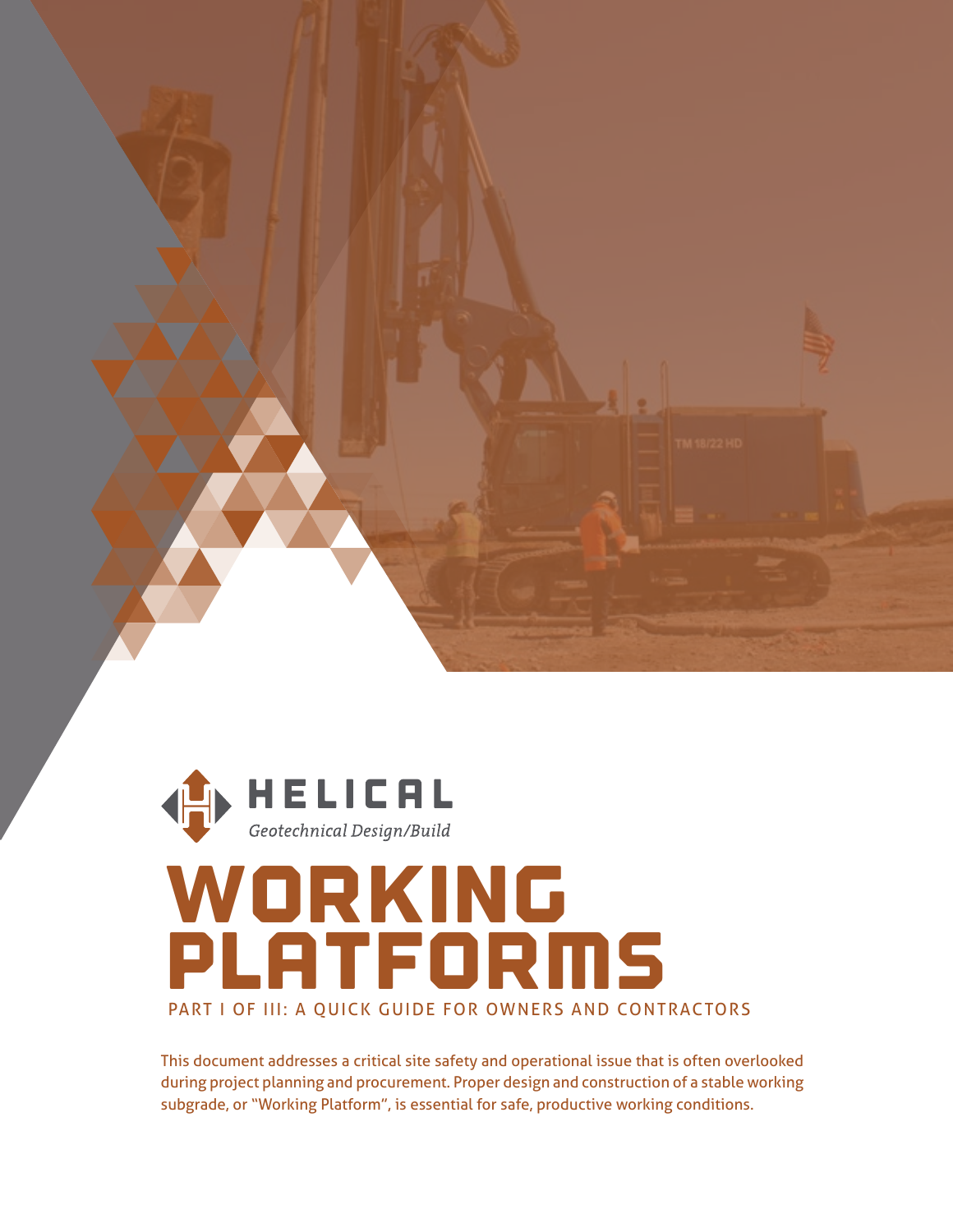HELICAL

*Geotechnical Design/Build*

# WORKING PLATFORMS

## PART I OF III: A QUICK GUIDE FOR OWNERS AND CONTRACTORS

This document addresses a critical site safety and operational issue that is often overlooked during project planning and procurement. Proper design and construction of a stable working subgrade, or "Working Platform", is essential for safe, productive working conditions.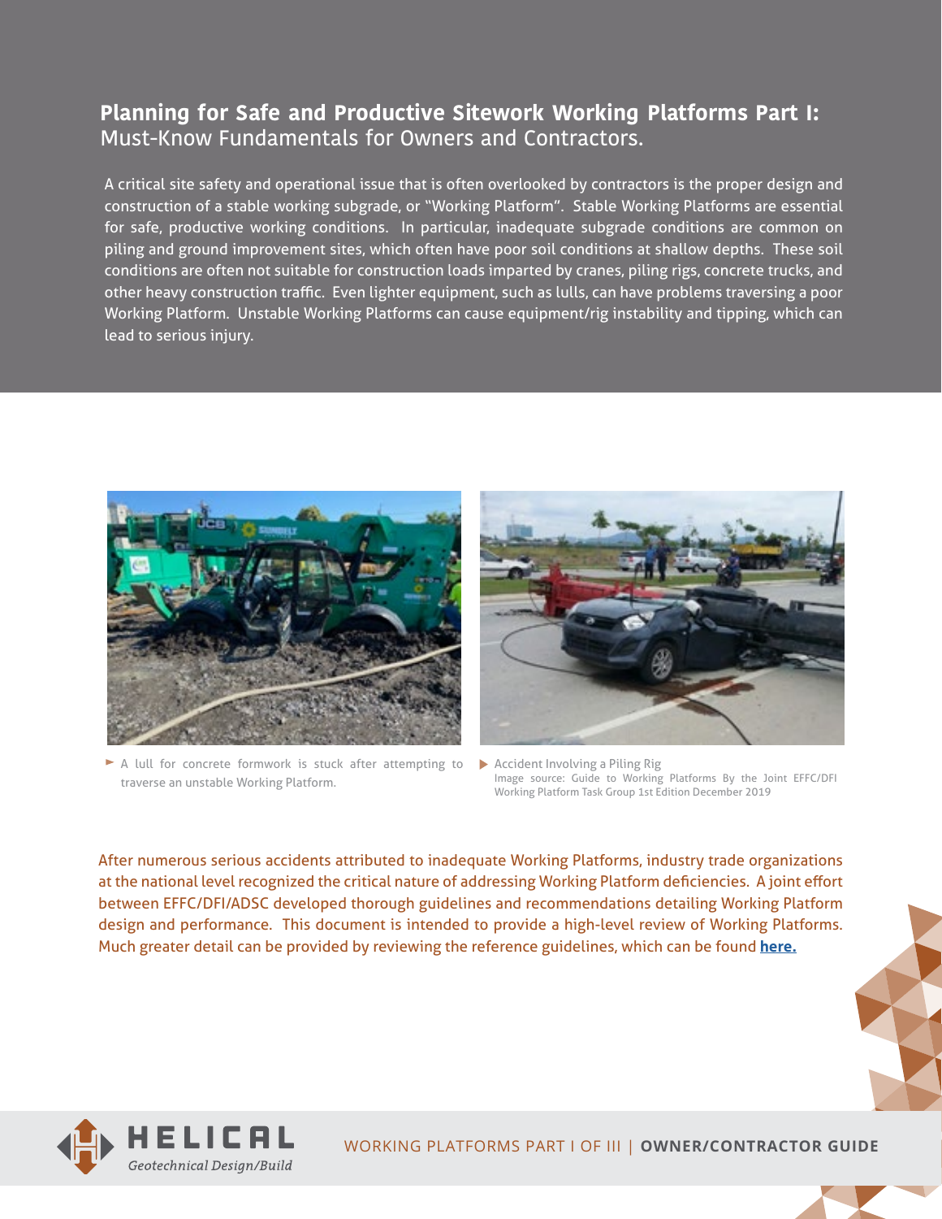# Planning for Safe and Productive Sitework Working Platforms Part I:
## Must-Know Fundamentals for Owners and Contractors.

A critical site safety and operational issue that is often overlooked by contractors is the proper design and construction of a stable working subgrade, or "Working Platform". Stable Working Platforms are essential for safe, productive working conditions. In particular, inadequate subgrade conditions are common on piling and ground improvement sites, which often have poor soil conditions at shallow depths. These soil conditions are often not suitable for construction loads imparted by cranes, piling rigs, concrete trucks, and other heavy construction traffic. Even lighter equipment, such as lulls, can have problems traversing a poor Working Platform. Unstable Working Platforms can cause equipment/rig instability and tipping, which can lead to serious injury.

A lull for concrete formwork is stuck after attempting to traverse an unstable Working Platform.

Accident Involving a Piling Rig
Image source: Guide to Working Platforms By the Joint EFFC/DFI Working Platform Task Group 1st Edition December 2019

After numerous serious accidents attributed to inadequate Working Platforms, industry trade organizations at the national level recognized the critical nature of addressing Working Platform deficiencies. A joint effort between EFFC/DFI/ADSC developed thorough guidelines and recommendations detailing Working Platform design and performance. This document is intended to provide a high-level review of Working Platforms. Much greater detail can be provided by reviewing the reference guidelines, which can be found **here.**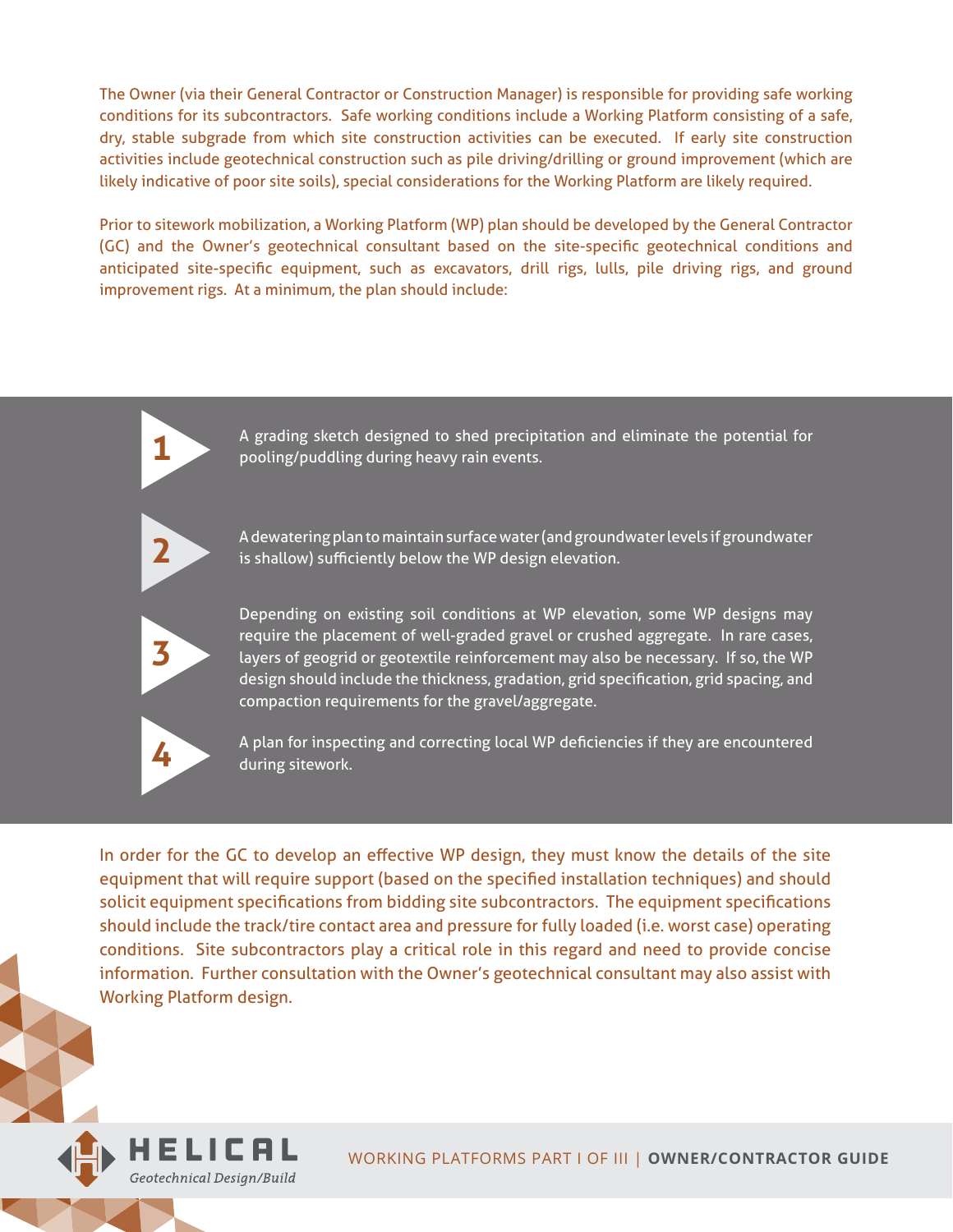The Owner (via their General Contractor or Construction Manager) is responsible for providing safe working conditions for its subcontractors. Safe working conditions include a Working Platform consisting of a safe, dry, stable subgrade from which site construction activities can be executed. If early site construction activities include geotechnical construction such as pile driving/drilling or ground improvement (which are likely indicative of poor site soils), special considerations for the Working Platform are likely required.

Prior to sitework mobilization, a Working Platform (WP) plan should be developed by the General Contractor (GC) and the Owner's geotechnical consultant based on the site-specific geotechnical conditions and anticipated site-specific equipment, such as excavators, drill rigs, lulls, pile driving rigs, and ground improvement rigs. At a minimum, the plan should include:

1. A grading sketch designed to shed precipitation and eliminate the potential for pooling/puddling during heavy rain events.
2. A dewatering plan to maintain surface water (and groundwater levels if groundwater is shallow) sufficiently below the WP design elevation.
3. Depending on existing soil conditions at WP elevation, some WP designs may require the placement of well-graded gravel or crushed aggregate. In rare cases, layers of geogrid or geotextile reinforcement may also be necessary. If so, the WP design should include the thickness, gradation, grid specification, grid spacing, and compaction requirements for the gravel/aggregate.
4. A plan for inspecting and correcting local WP deficiencies if they are encountered during sitework.

In order for the GC to develop an effective WP design, they must know the details of the site equipment that will require support (based on the specified installation techniques) and should solicit equipment specifications from bidding site subcontractors. The equipment specifications should include the track/tire contact area and pressure for fully loaded (i.e. worst case) operating conditions. Site subcontractors play a critical role in this regard and need to provide concise information. Further consultation with the Owner's geotechnical consultant may also assist with Working Platform design.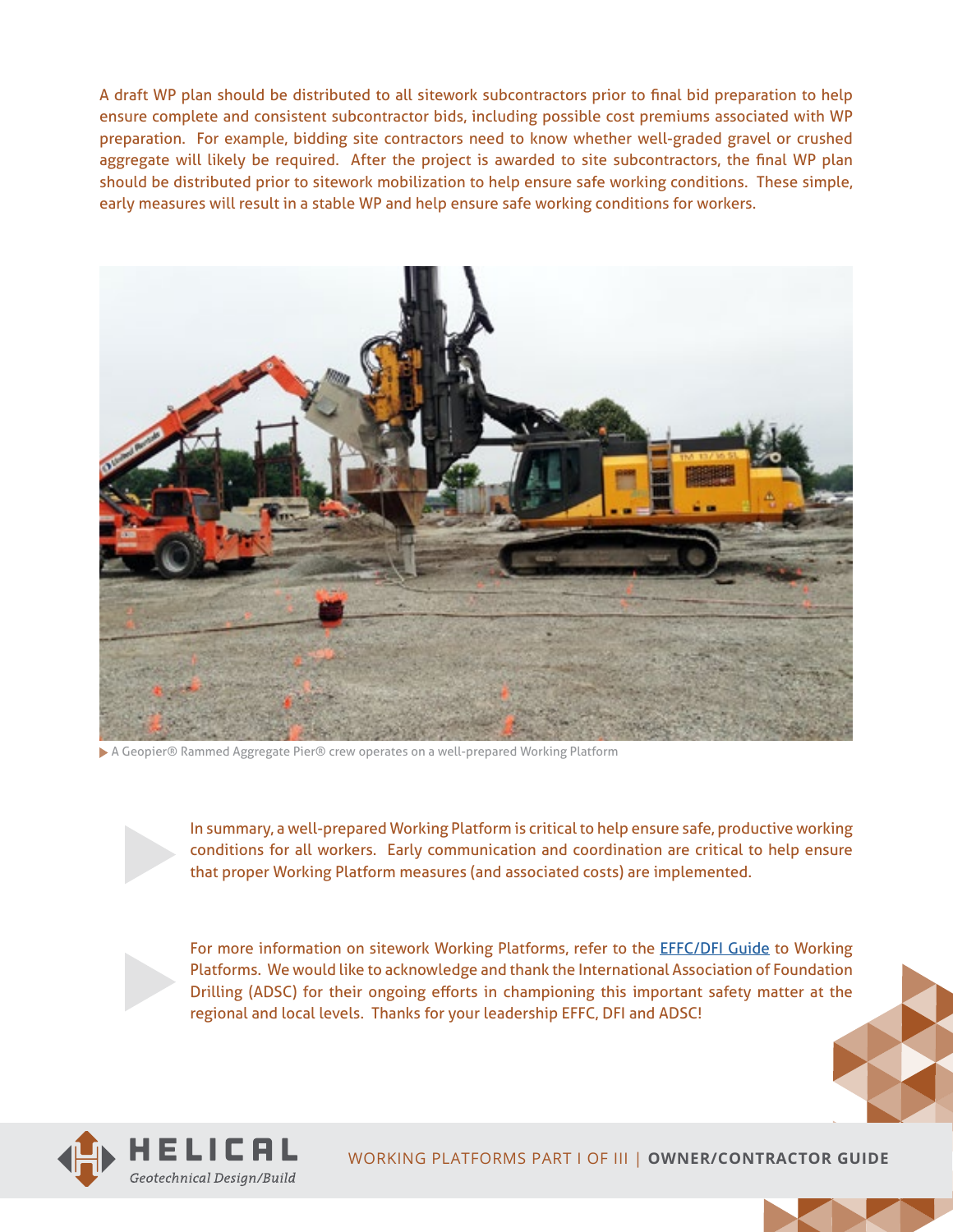A draft WP plan should be distributed to all sitework subcontractors prior to final bid preparation to help ensure complete and consistent subcontractor bids, including possible cost premiums associated with WP preparation. For example, bidding site contractors need to know whether well-graded gravel or crushed aggregate will likely be required. After the project is awarded to site subcontractors, the final WP plan should be distributed prior to sitework mobilization to help ensure safe working conditions. These simple, early measures will result in a stable WP and help ensure safe working conditions for workers.

▶ A Geopier® Rammed Aggregate Pier® crew operates on a well-prepared Working Platform

In summary, a well-prepared Working Platform is critical to help ensure safe, productive working conditions for all workers. Early communication and coordination are critical to help ensure that proper Working Platform measures (and associated costs) are implemented.

For more information on sitework Working Platforms, refer to the [EFFC/DFI Guide] to Working Platforms. We would like to acknowledge and thank the International Association of Foundation Drilling (ADSC) for their ongoing efforts in championing this important safety matter at the regional and local levels. Thanks for your leadership EFFC, DFI and ADSC!